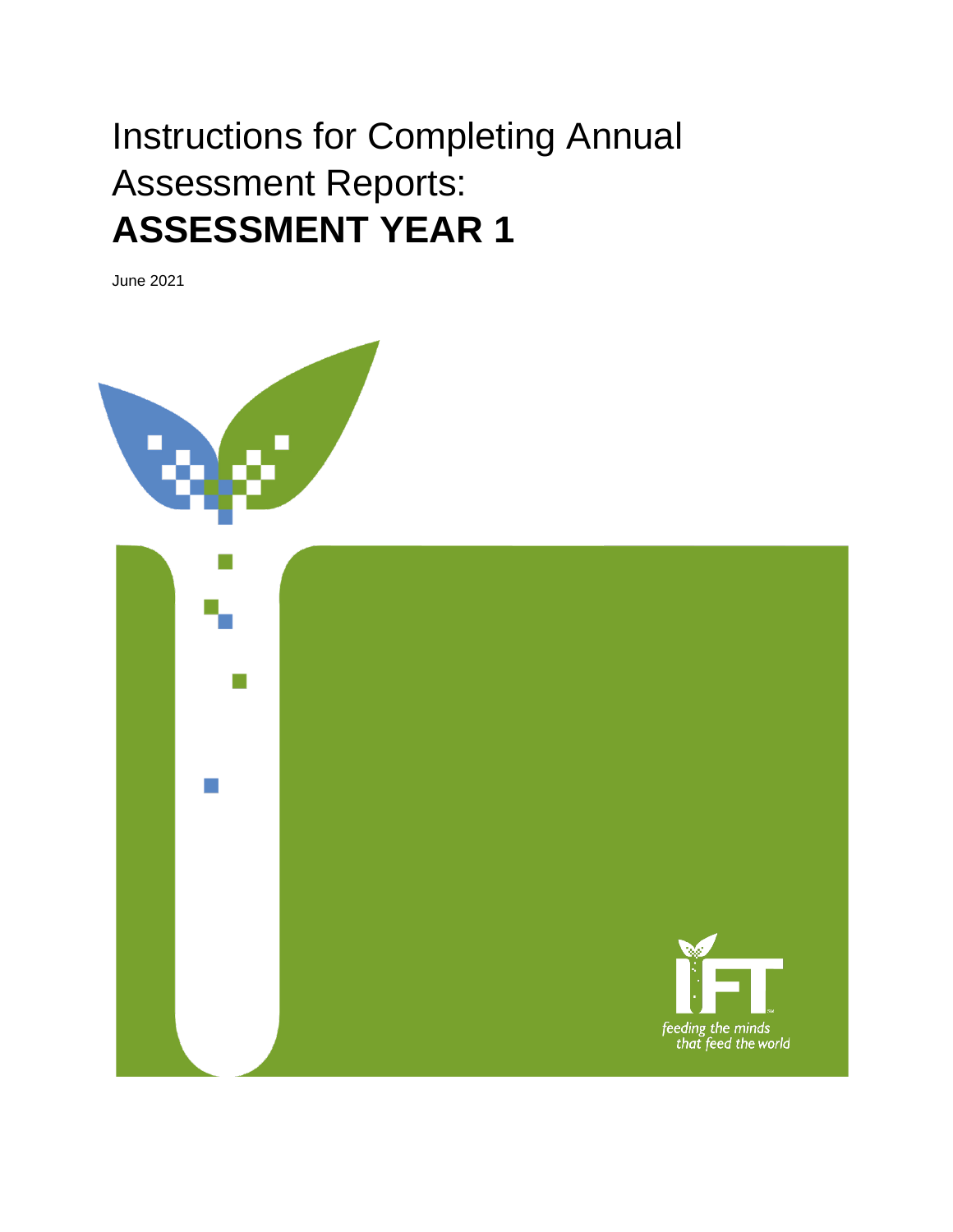# Instructions for Completing Annual Assessment Reports: **ASSESSMENT YEAR 1**

June 2021

IFT

*feeding the minds that feed the world*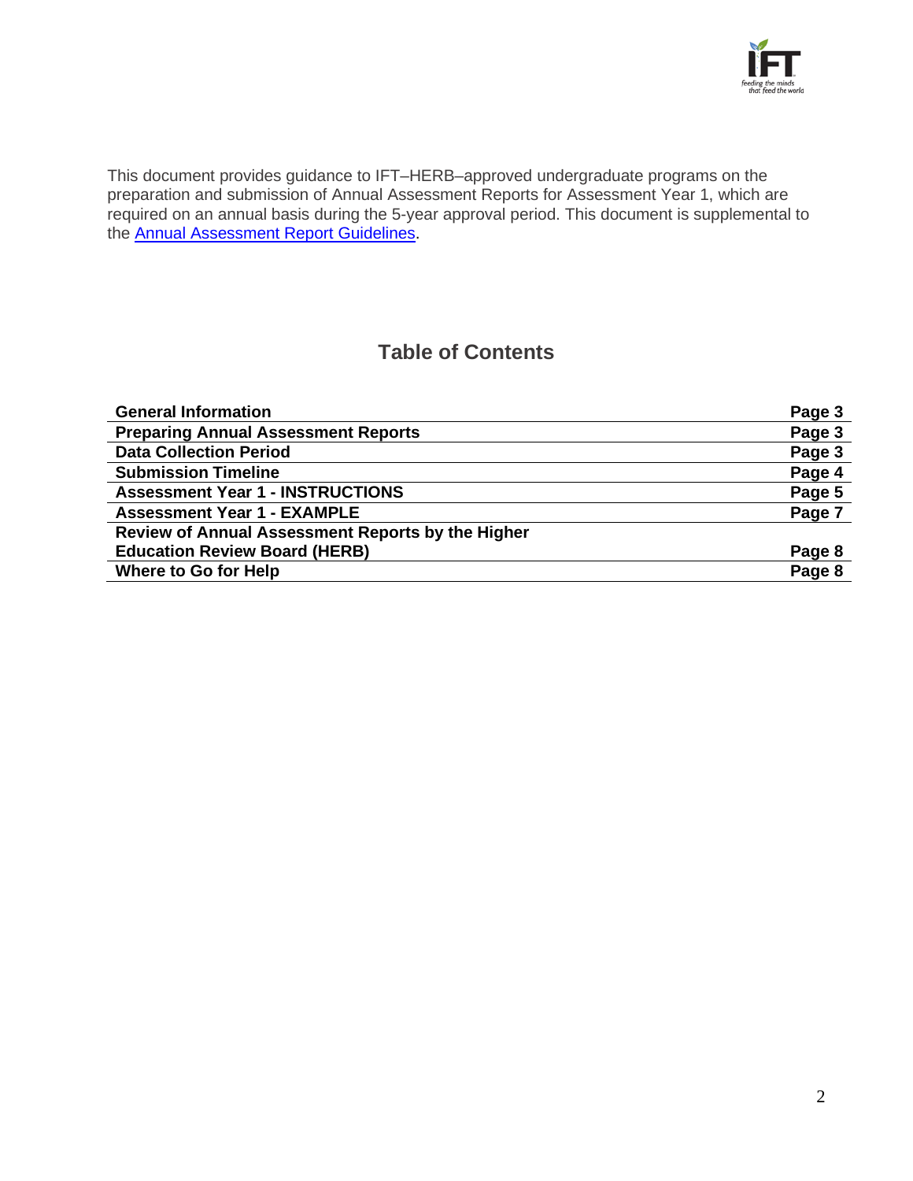This document provides guidance to IFT–HERB–approved undergraduate programs on the preparation and submission of Annual Assessment Reports for Assessment Year 1, which are required on an annual basis during the 5-year approval period. This document is supplemental to the [Annual Assessment Report Guidelines](Annual Assessment Report Guidelines).

## Table of Contents

| | |
|---|---|
| **General Information** | **Page 3** |
| **Preparing Annual Assessment Reports** | **Page 3** |
| **Data Collection Period** | **Page 3** |
| **Submission Timeline** | **Page 4** |
| **Assessment Year 1 - INSTRUCTIONS** | **Page 5** |
| **Assessment Year 1 - EXAMPLE** | **Page 7** |
| **Review of Annual Assessment Reports by the Higher Education Review Board (HERB)** | **Page 8** |
| **Where to Go for Help** | **Page 8** |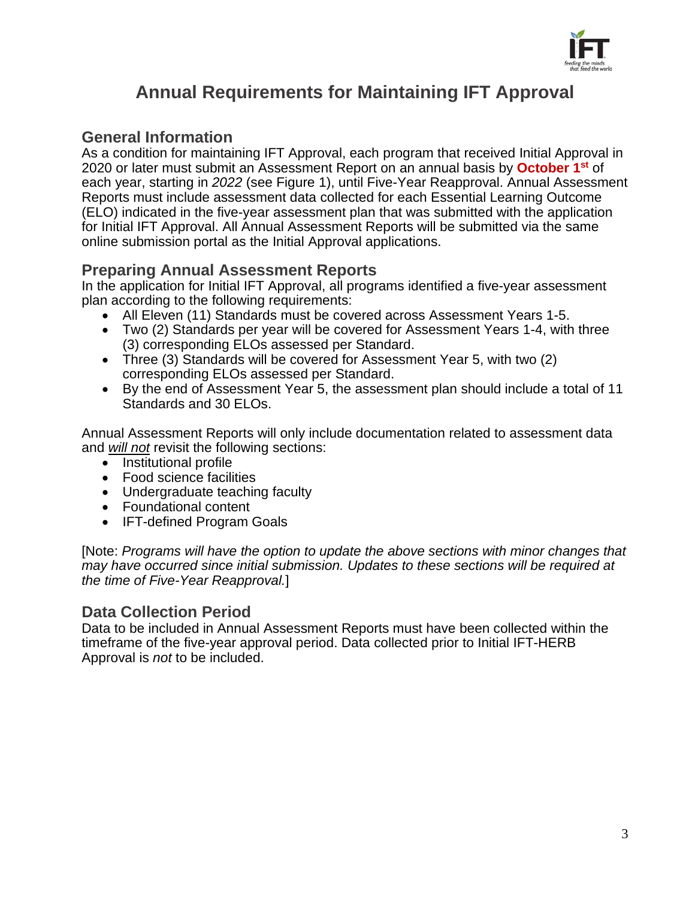# Annual Requirements for Maintaining IFT Approval

## General Information

As a condition for maintaining IFT Approval, each program that received Initial Approval in 2020 or later must submit an Assessment Report on an annual basis by **October 1st** of each year, starting in *2022* (see Figure 1), until Five-Year Reapproval. Annual Assessment Reports must include assessment data collected for each Essential Learning Outcome (ELO) indicated in the five-year assessment plan that was submitted with the application for Initial IFT Approval. All Annual Assessment Reports will be submitted via the same online submission portal as the Initial Approval applications.

## Preparing Annual Assessment Reports

In the application for Initial IFT Approval, all programs identified a five-year assessment plan according to the following requirements:

- All Eleven (11) Standards must be covered across Assessment Years 1-5.
- Two (2) Standards per year will be covered for Assessment Years 1-4, with three (3) corresponding ELOs assessed per Standard.
- Three (3) Standards will be covered for Assessment Year 5, with two (2) corresponding ELOs assessed per Standard.
- By the end of Assessment Year 5, the assessment plan should include a total of 11 Standards and 30 ELOs.

Annual Assessment Reports will only include documentation related to assessment data and ***will not*** revisit the following sections:

- Institutional profile
- Food science facilities
- Undergraduate teaching faculty
- Foundational content
- IFT-defined Program Goals

[Note: *Programs will have the option to update the above sections with minor changes that may have occurred since initial submission. Updates to these sections will be required at the time of Five-Year Reapproval.*]

## Data Collection Period

Data to be included in Annual Assessment Reports must have been collected within the timeframe of the five-year approval period. Data collected prior to Initial IFT-HERB Approval is *not* to be included.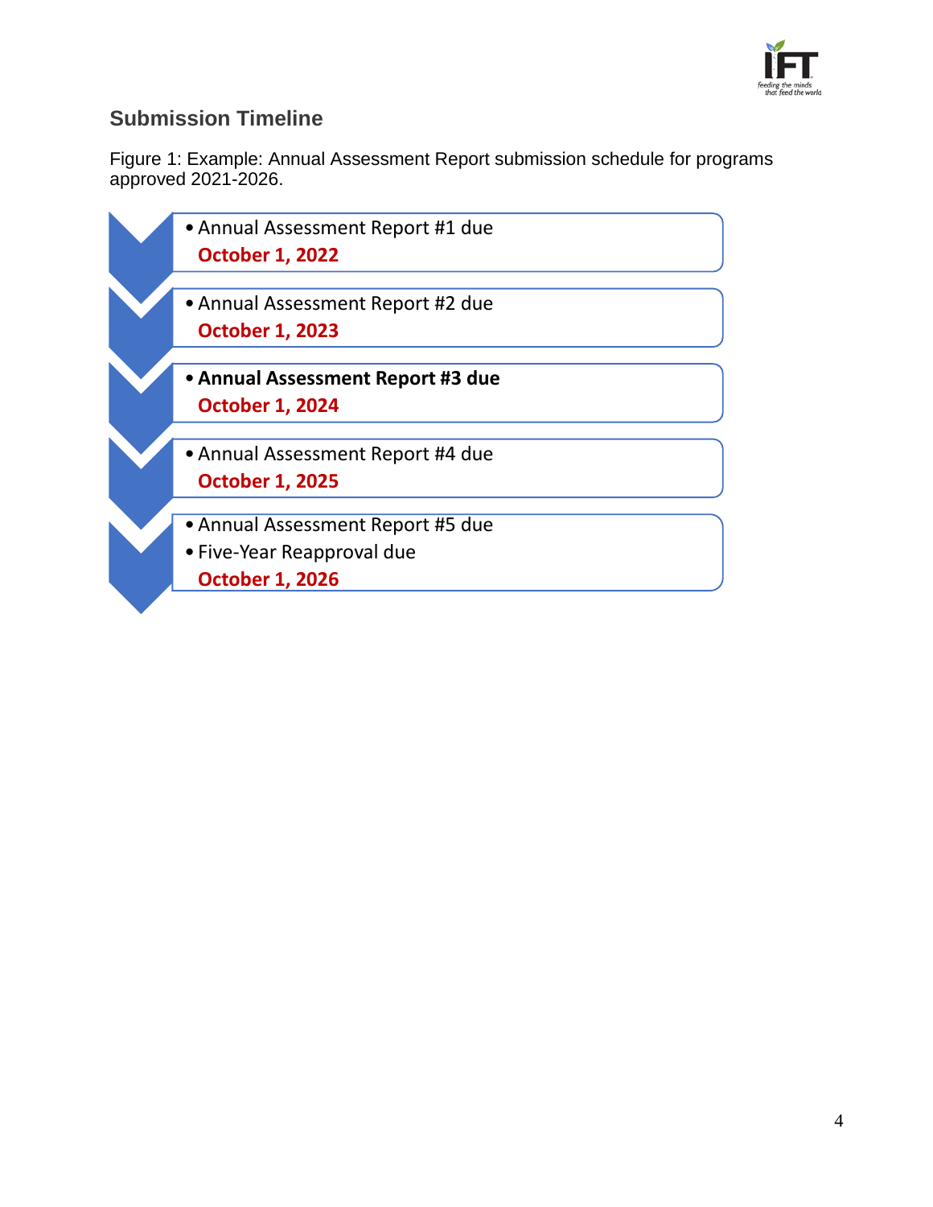## Submission Timeline

Figure 1: Example: Annual Assessment Report submission schedule for programs approved 2021-2026.

- Annual Assessment Report #1 due
  **October 1, 2022**

- Annual Assessment Report #2 due
  **October 1, 2023**

- **Annual Assessment Report #3 due**
  **October 1, 2024**

- Annual Assessment Report #4 due
  **October 1, 2025**

- Annual Assessment Report #5 due
- Five-Year Reapproval due
  **October 1, 2026**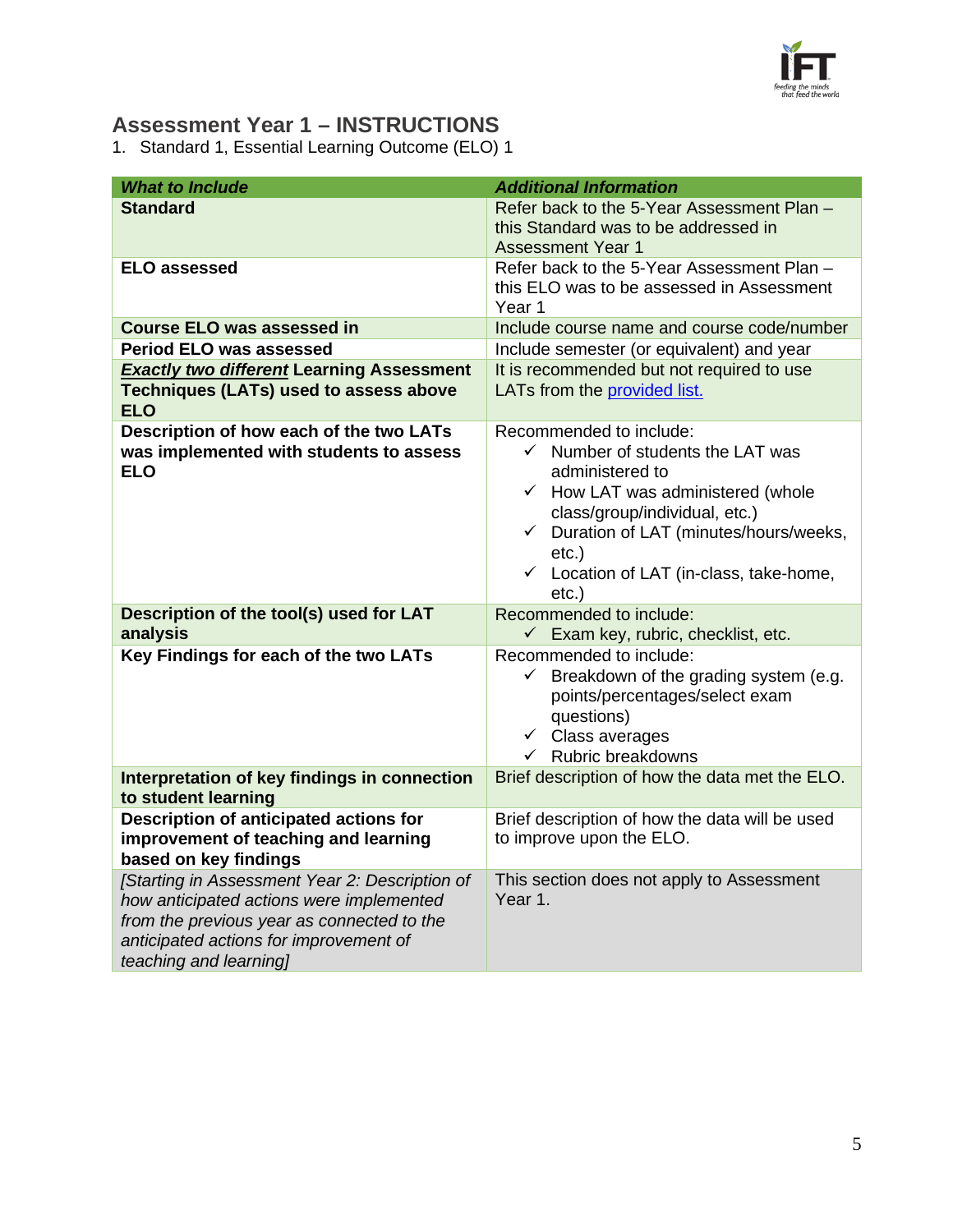## Assessment Year 1 – INSTRUCTIONS

1. Standard 1, Essential Learning Outcome (ELO) 1

| *What to Include* | *Additional Information* |
|---|---|
| **Standard** | Refer back to the 5-Year Assessment Plan – this Standard was to be addressed in Assessment Year 1 |
| **ELO assessed** | Refer back to the 5-Year Assessment Plan – this ELO was to be assessed in Assessment Year 1 |
| **Course ELO was assessed in** | Include course name and course code/number |
| **Period ELO was assessed** | Include semester (or equivalent) and year |
| ***Exactly two different*** **Learning Assessment Techniques (LATs) used to assess above ELO** | It is recommended but not required to use LATs from the provided list. |
| **Description of how each of the two LATs was implemented with students to assess ELO** | Recommended to include: ✓ Number of students the LAT was administered to ✓ How LAT was administered (whole class/group/individual, etc.) ✓ Duration of LAT (minutes/hours/weeks, etc.) ✓ Location of LAT (in-class, take-home, etc.) |
| **Description of the tool(s) used for LAT analysis** | Recommended to include: ✓ Exam key, rubric, checklist, etc. |
| **Key Findings for each of the two LATs** | Recommended to include: ✓ Breakdown of the grading system (e.g. points/percentages/select exam questions) ✓ Class averages ✓ Rubric breakdowns |
| **Interpretation of key findings in connection to student learning** | Brief description of how the data met the ELO. |
| **Description of anticipated actions for improvement of teaching and learning based on key findings** | Brief description of how the data will be used to improve upon the ELO. |
| *[Starting in Assessment Year 2: Description of how anticipated actions were implemented from the previous year as connected to the anticipated actions for improvement of teaching and learning]* | This section does not apply to Assessment Year 1. |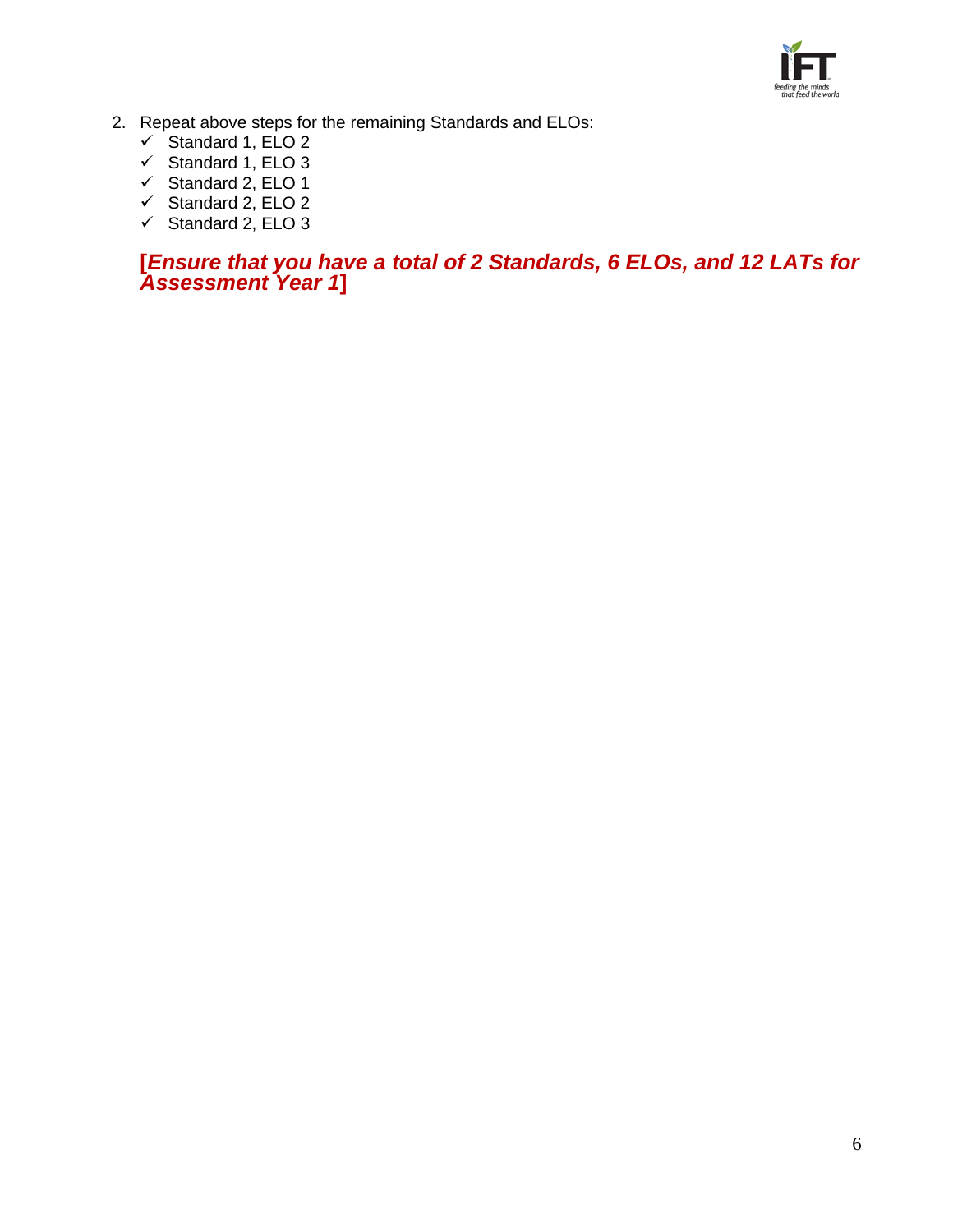2. Repeat above steps for the remaining Standards and ELOs:
   - ✓ Standard 1, ELO 2
   - ✓ Standard 1, ELO 3
   - ✓ Standard 2, ELO 1
   - ✓ Standard 2, ELO 2
   - ✓ Standard 2, ELO 3

   **[*Ensure that you have a total of 2 Standards, 6 ELOs, and 12 LATs for Assessment Year 1*]**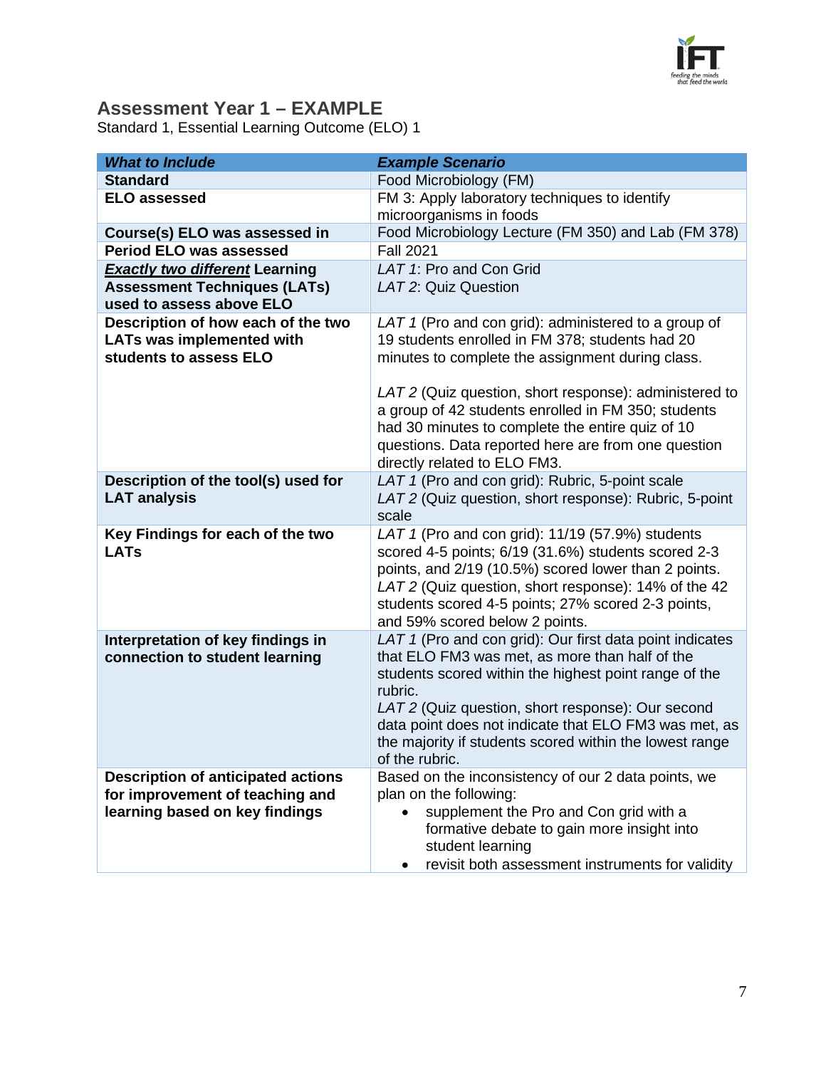## Assessment Year 1 – EXAMPLE

Standard 1, Essential Learning Outcome (ELO) 1

| ***What to Include*** | ***Example Scenario*** |
|---|---|
| **Standard** | Food Microbiology (FM) |
| **ELO assessed** | FM 3: Apply laboratory techniques to identify microorganisms in foods |
| **Course(s) ELO was assessed in** | Food Microbiology Lecture (FM 350) and Lab (FM 378) |
| **Period ELO was assessed** | Fall 2021 |
| ***Exactly two different*** **Learning Assessment Techniques (LATs) used to assess above ELO** | *LAT 1*: Pro and Con Grid<br>*LAT 2*: Quiz Question |
| **Description of how each of the two LATs was implemented with students to assess ELO** | *LAT 1* (Pro and con grid): administered to a group of 19 students enrolled in FM 378; students had 20 minutes to complete the assignment during class.<br><br>*LAT 2* (Quiz question, short response): administered to a group of 42 students enrolled in FM 350; students had 30 minutes to complete the entire quiz of 10 questions. Data reported here are from one question directly related to ELO FM3. |
| **Description of the tool(s) used for LAT analysis** | *LAT 1* (Pro and con grid): Rubric, 5-point scale<br>*LAT 2* (Quiz question, short response): Rubric, 5-point scale |
| **Key Findings for each of the two LATs** | *LAT 1* (Pro and con grid): 11/19 (57.9%) students scored 4-5 points; 6/19 (31.6%) students scored 2-3 points, and 2/19 (10.5%) scored lower than 2 points.<br>*LAT 2* (Quiz question, short response): 14% of the 42 students scored 4-5 points; 27% scored 2-3 points, and 59% scored below 2 points. |
| **Interpretation of key findings in connection to student learning** | *LAT 1* (Pro and con grid): Our first data point indicates that ELO FM3 was met, as more than half of the students scored within the highest point range of the rubric.<br>*LAT 2* (Quiz question, short response): Our second data point does not indicate that ELO FM3 was met, as the majority if students scored within the lowest range of the rubric. |
| **Description of anticipated actions for improvement of teaching and learning based on key findings** | Based on the inconsistency of our 2 data points, we plan on the following:<br>• supplement the Pro and Con grid with a formative debate to gain more insight into student learning<br>• revisit both assessment instruments for validity |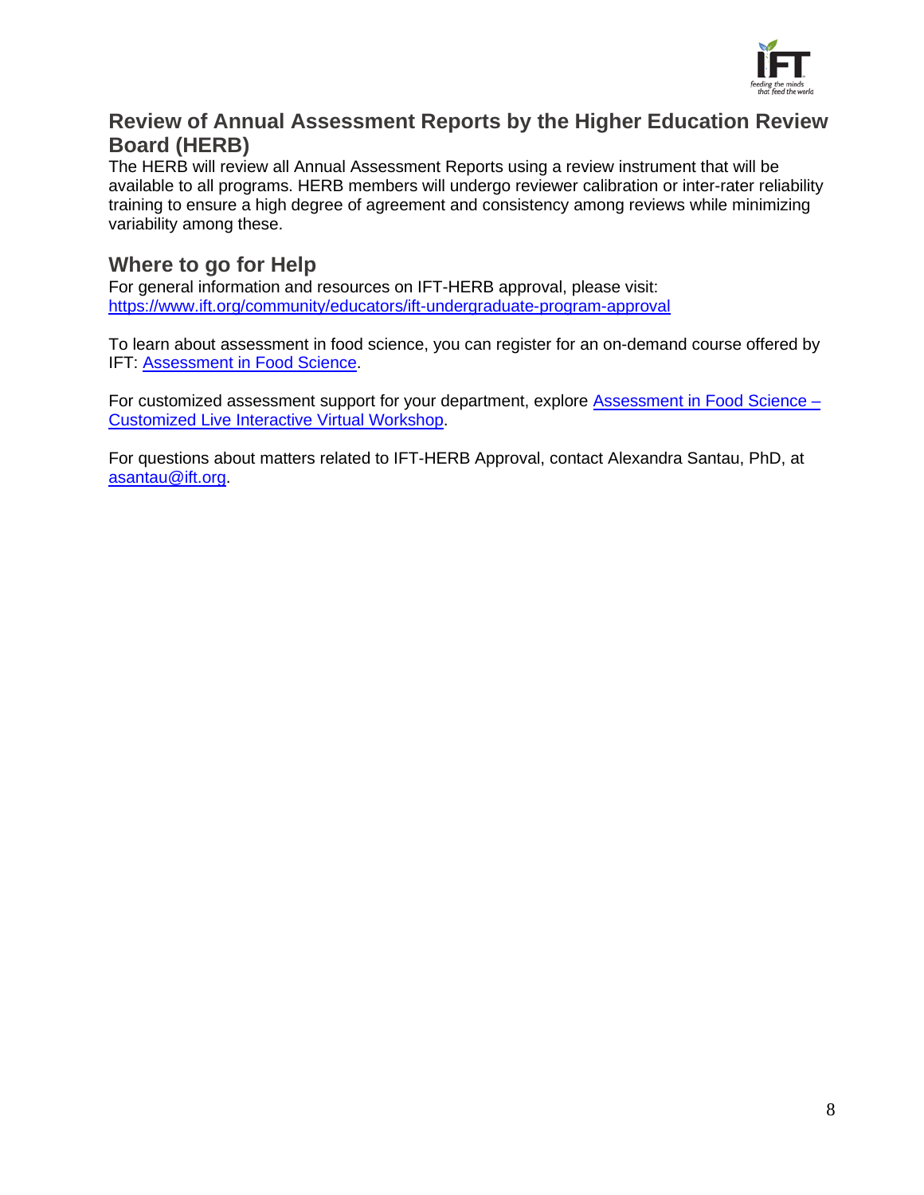## Review of Annual Assessment Reports by the Higher Education Review Board (HERB)

The HERB will review all Annual Assessment Reports using a review instrument that will be available to all programs. HERB members will undergo reviewer calibration or inter-rater reliability training to ensure a high degree of agreement and consistency among reviews while minimizing variability among these.

## Where to go for Help

For general information and resources on IFT-HERB approval, please visit: https://www.ift.org/community/educators/ift-undergraduate-program-approval

To learn about assessment in food science, you can register for an on-demand course offered by IFT: Assessment in Food Science.

For customized assessment support for your department, explore Assessment in Food Science – Customized Live Interactive Virtual Workshop.

For questions about matters related to IFT-HERB Approval, contact Alexandra Santau, PhD, at asantau@ift.org.